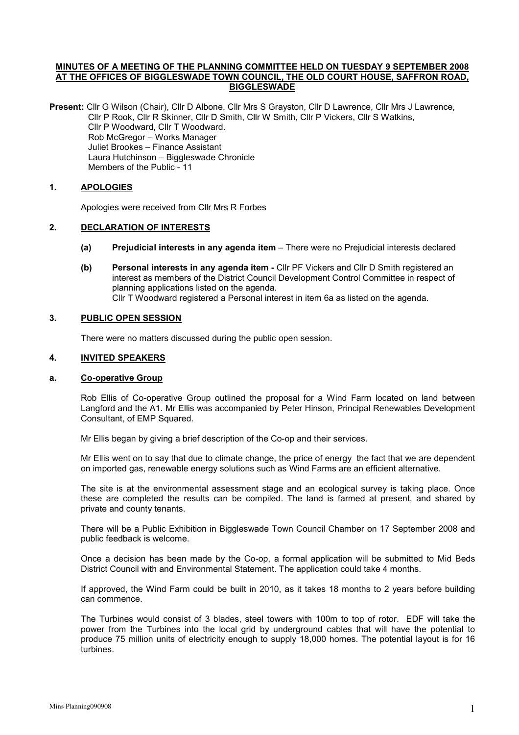**MINUTES OF A MEETING OF THE PLANNING COMMITTEE HELD ON TUESDAY 9 SEPTEMBER 2008 AT THE OFFICES OF BIGGLESWADE TOWN COUNCIL, THE OLD COURT HOUSE, SAFFRON ROAD, BIGGLESWADE**

**Present:** Cllr G Wilson (Chair), Cllr D Albone, Cllr Mrs S Grayston, Cllr D Lawrence, Cllr Mrs J Lawrence, Cllr P Rook, Cllr R Skinner, Cllr D Smith, Cllr W Smith, Cllr P Vickers, Cllr S Watkins, Cllr P Woodward, Cllr T Woodward.
Rob McGregor – Works Manager
Juliet Brookes – Finance Assistant
Laura Hutchinson – Biggleswade Chronicle
Members of the Public - 11

## 1. APOLOGIES

Apologies were received from Cllr Mrs R Forbes

## 2. DECLARATION OF INTERESTS

**(a) Prejudicial interests in any agenda item** – There were no Prejudicial interests declared

**(b) Personal interests in any agenda item -** Cllr PF Vickers and Cllr D Smith registered an interest as members of the District Council Development Control Committee in respect of planning applications listed on the agenda.
Cllr T Woodward registered a Personal interest in item 6a as listed on the agenda.

## 3. PUBLIC OPEN SESSION

There were no matters discussed during the public open session.

## 4. INVITED SPEAKERS

### a. Co-operative Group

Rob Ellis of Co-operative Group outlined the proposal for a Wind Farm located on land between Langford and the A1. Mr Ellis was accompanied by Peter Hinson, Principal Renewables Development Consultant, of EMP Squared.

Mr Ellis began by giving a brief description of the Co-op and their services.

Mr Ellis went on to say that due to climate change, the price of energy the fact that we are dependent on imported gas, renewable energy solutions such as Wind Farms are an efficient alternative.

The site is at the environmental assessment stage and an ecological survey is taking place. Once these are completed the results can be compiled. The land is farmed at present, and shared by private and county tenants.

There will be a Public Exhibition in Biggleswade Town Council Chamber on 17 September 2008 and public feedback is welcome.

Once a decision has been made by the Co-op, a formal application will be submitted to Mid Beds District Council with and Environmental Statement. The application could take 4 months.

If approved, the Wind Farm could be built in 2010, as it takes 18 months to 2 years before building can commence.

The Turbines would consist of 3 blades, steel towers with 100m to top of rotor. EDF will take the power from the Turbines into the local grid by underground cables that will have the potential to produce 75 million units of electricity enough to supply 18,000 homes. The potential layout is for 16 turbines.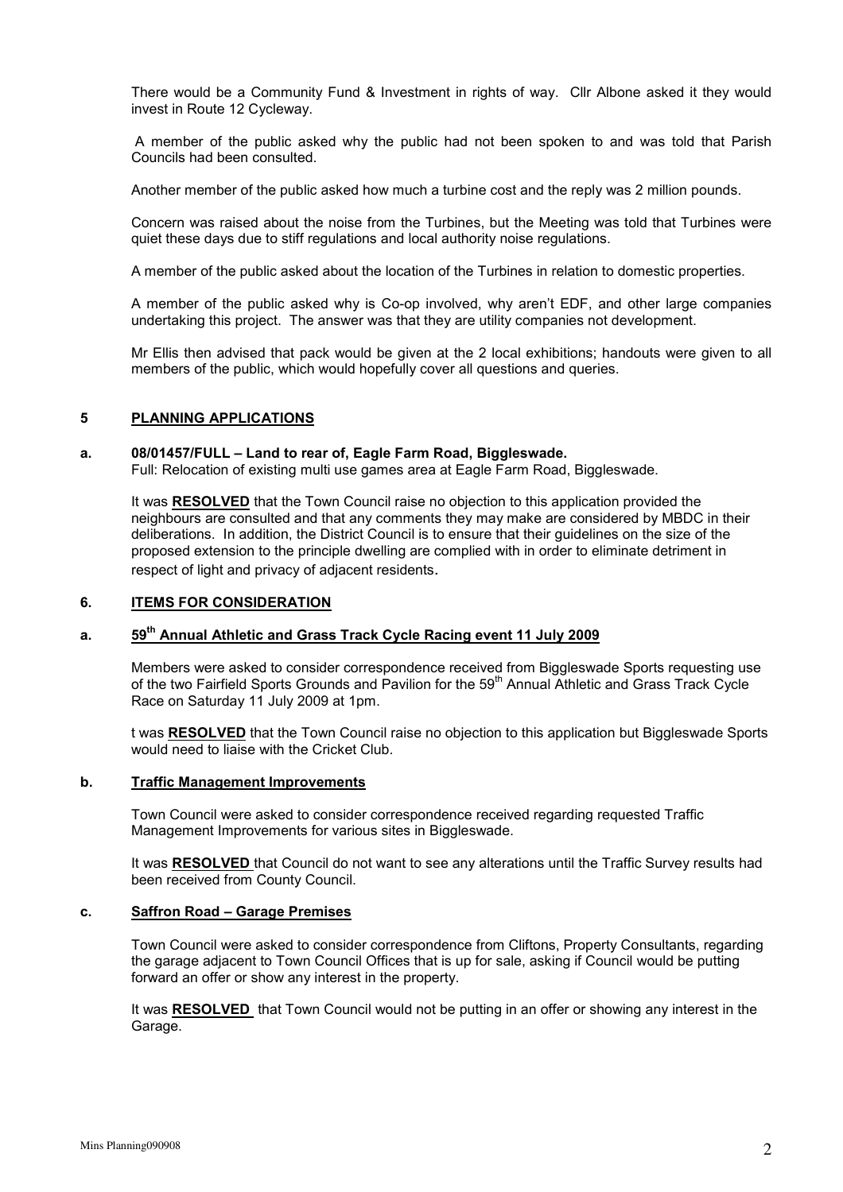There would be a Community Fund & Investment in rights of way. Cllr Albone asked it they would invest in Route 12 Cycleway.

A member of the public asked why the public had not been spoken to and was told that Parish Councils had been consulted.

Another member of the public asked how much a turbine cost and the reply was 2 million pounds.

Concern was raised about the noise from the Turbines, but the Meeting was told that Turbines were quiet these days due to stiff regulations and local authority noise regulations.

A member of the public asked about the location of the Turbines in relation to domestic properties.

A member of the public asked why is Co-op involved, why aren't EDF, and other large companies undertaking this project. The answer was that they are utility companies not development.

Mr Ellis then advised that pack would be given at the 2 local exhibitions; handouts were given to all members of the public, which would hopefully cover all questions and queries.

## 5 PLANNING APPLICATIONS

**a. 08/01457/FULL – Land to rear of, Eagle Farm Road, Biggleswade.**

Full: Relocation of existing multi use games area at Eagle Farm Road, Biggleswade.

It was **RESOLVED** that the Town Council raise no objection to this application provided the neighbours are consulted and that any comments they may make are considered by MBDC in their deliberations. In addition, the District Council is to ensure that their guidelines on the size of the proposed extension to the principle dwelling are complied with in order to eliminate detriment in respect of light and privacy of adjacent residents.

## 6. ITEMS FOR CONSIDERATION

**a. 59th Annual Athletic and Grass Track Cycle Racing event 11 July 2009**

Members were asked to consider correspondence received from Biggleswade Sports requesting use of the two Fairfield Sports Grounds and Pavilion for the 59th Annual Athletic and Grass Track Cycle Race on Saturday 11 July 2009 at 1pm.

t was **RESOLVED** that the Town Council raise no objection to this application but Biggleswade Sports would need to liaise with the Cricket Club.

**b. Traffic Management Improvements**

Town Council were asked to consider correspondence received regarding requested Traffic Management Improvements for various sites in Biggleswade.

It was **RESOLVED** that Council do not want to see any alterations until the Traffic Survey results had been received from County Council.

**c. Saffron Road – Garage Premises**

Town Council were asked to consider correspondence from Cliftons, Property Consultants, regarding the garage adjacent to Town Council Offices that is up for sale, asking if Council would be putting forward an offer or show any interest in the property.

It was **RESOLVED** that Town Council would not be putting in an offer or showing any interest in the Garage.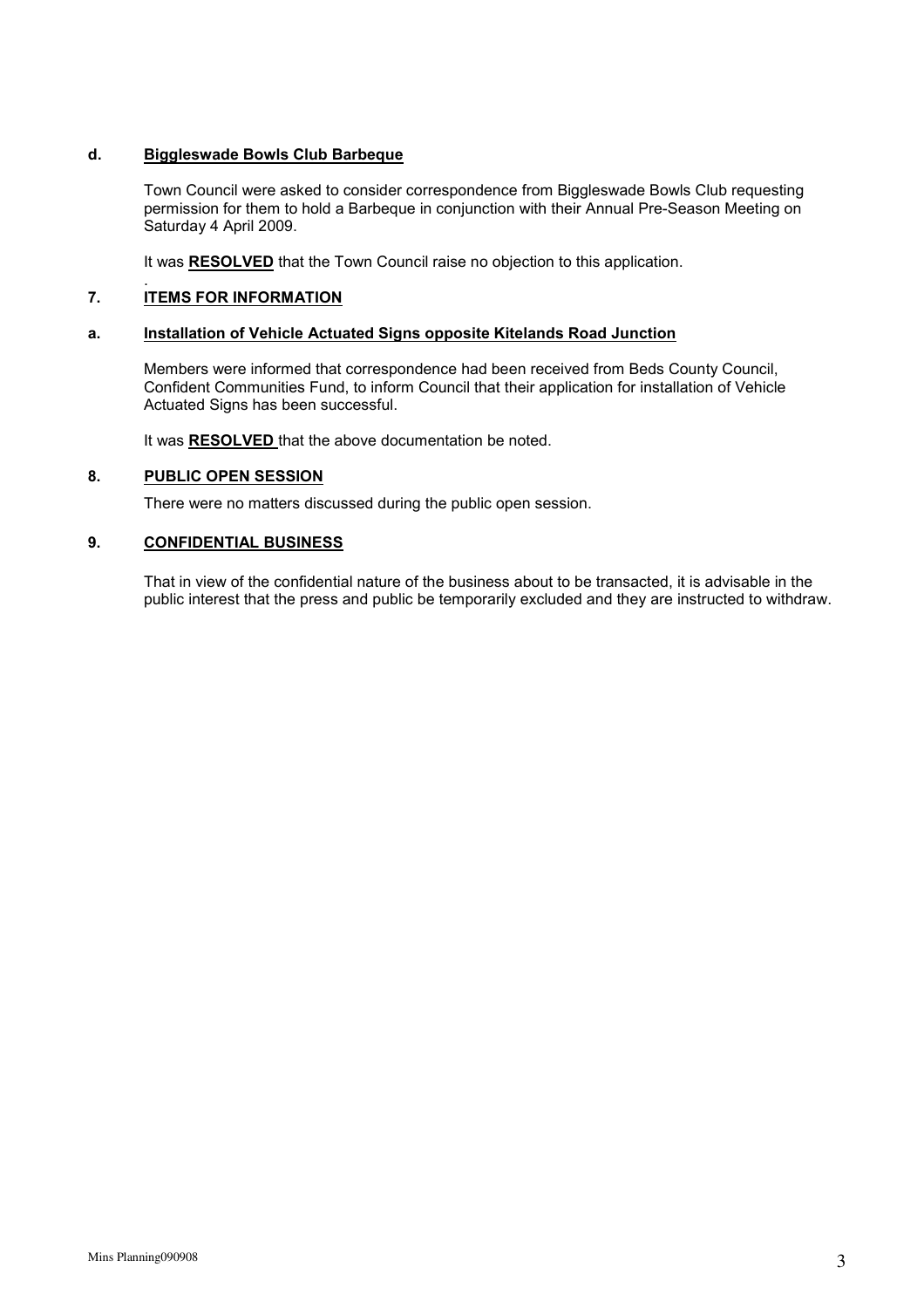**d. Biggleswade Bowls Club Barbeque**

Town Council were asked to consider correspondence from Biggleswade Bowls Club requesting permission for them to hold a Barbeque in conjunction with their Annual Pre-Season Meeting on Saturday 4 April 2009.

It was **RESOLVED** that the Town Council raise no objection to this application.

## 7. ITEMS FOR INFORMATION

**a. Installation of Vehicle Actuated Signs opposite Kitelands Road Junction**

Members were informed that correspondence had been received from Beds County Council, Confident Communities Fund, to inform Council that their application for installation of Vehicle Actuated Signs has been successful.

It was **RESOLVED** that the above documentation be noted.

## 8. PUBLIC OPEN SESSION

There were no matters discussed during the public open session.

## 9. CONFIDENTIAL BUSINESS

That in view of the confidential nature of the business about to be transacted, it is advisable in the public interest that the press and public be temporarily excluded and they are instructed to withdraw.